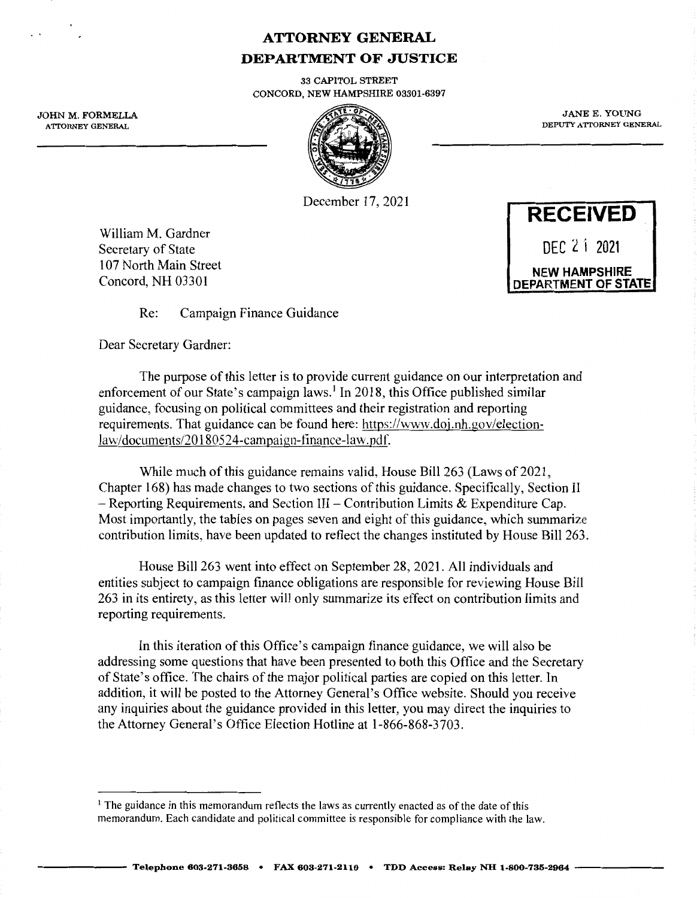# ATTORNEY GENERAL
# DEPARTMENT OF JUSTICE

33 CAPITOL STREET
CONCORD, NEW HAMPSHIRE 03301-6397

JOHN M. FORMELLA
ATTORNEY GENERAL

JANE E. YOUNG
DEPUTY ATTORNEY GENERAL

December 17, 2021

**RECEIVED**
DEC 21 2021
**NEW HAMPSHIRE DEPARTMENT OF STATE**

William M. Gardner
Secretary of State
107 North Main Street
Concord, NH 03301

Re: Campaign Finance Guidance

Dear Secretary Gardner:

The purpose of this letter is to provide current guidance on our interpretation and enforcement of our State's campaign laws.[1] In 2018, this Office published similar guidance, focusing on political committees and their registration and reporting requirements. That guidance can be found here: https://www.doj.nh.gov/election-law/documents/20180524-campaign-finance-law.pdf.

While much of this guidance remains valid, House Bill 263 (Laws of 2021, Chapter 168) has made changes to two sections of this guidance. Specifically, Section II – Reporting Requirements, and Section III – Contribution Limits & Expenditure Cap. Most importantly, the tables on pages seven and eight of this guidance, which summarize contribution limits, have been updated to reflect the changes instituted by House Bill 263.

House Bill 263 went into effect on September 28, 2021. All individuals and entities subject to campaign finance obligations are responsible for reviewing House Bill 263 in its entirety, as this letter will only summarize its effect on contribution limits and reporting requirements.

In this iteration of this Office's campaign finance guidance, we will also be addressing some questions that have been presented to both this Office and the Secretary of State's office. The chairs of the major political parties are copied on this letter. In addition, it will be posted to the Attorney General's Office website. Should you receive any inquiries about the guidance provided in this letter, you may direct the inquiries to the Attorney General's Office Election Hotline at 1-866-868-3703.

[1] The guidance in this memorandum reflects the laws as currently enacted as of the date of this memorandum. Each candidate and political committee is responsible for compliance with the law.

Telephone 603-271-3658 • FAX 603-271-2110 • TDD Access: Relay NH 1-800-735-2964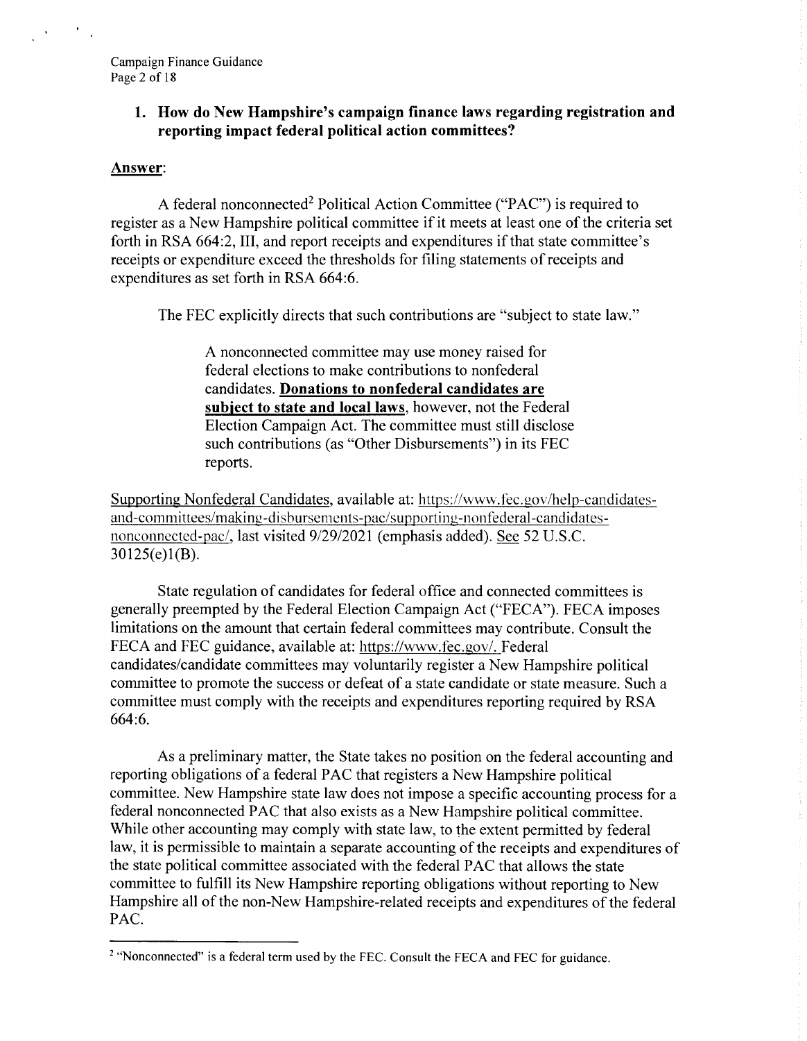## 1. How do New Hampshire's campaign finance laws regarding registration and reporting impact federal political action committees?

**Answer**:

A federal nonconnected[2] Political Action Committee ("PAC") is required to register as a New Hampshire political committee if it meets at least one of the criteria set forth in RSA 664:2, III, and report receipts and expenditures if that state committee's receipts or expenditure exceed the thresholds for filing statements of receipts and expenditures as set forth in RSA 664:6.

The FEC explicitly directs that such contributions are "subject to state law."

> A nonconnected committee may use money raised for federal elections to make contributions to nonfederal candidates. **Donations to nonfederal candidates are subject to state and local laws**, however, not the Federal Election Campaign Act. The committee must still disclose such contributions (as "Other Disbursements") in its FEC reports.

Supporting Nonfederal Candidates, available at: https://www.fec.gov/help-candidates-and-committees/making-disbursements-pac/supporting-nonfederal-candidates-nonconnected-pac/, last visited 9/29/2021 (emphasis added). See 52 U.S.C. 30125(e)1(B).

State regulation of candidates for federal office and connected committees is generally preempted by the Federal Election Campaign Act ("FECA"). FECA imposes limitations on the amount that certain federal committees may contribute. Consult the FECA and FEC guidance, available at: https://www.fec.gov/. Federal candidates/candidate committees may voluntarily register a New Hampshire political committee to promote the success or defeat of a state candidate or state measure. Such a committee must comply with the receipts and expenditures reporting required by RSA 664:6.

As a preliminary matter, the State takes no position on the federal accounting and reporting obligations of a federal PAC that registers a New Hampshire political committee. New Hampshire state law does not impose a specific accounting process for a federal nonconnected PAC that also exists as a New Hampshire political committee. While other accounting may comply with state law, to the extent permitted by federal law, it is permissible to maintain a separate accounting of the receipts and expenditures of the state political committee associated with the federal PAC that allows the state committee to fulfill its New Hampshire reporting obligations without reporting to New Hampshire all of the non-New Hampshire-related receipts and expenditures of the federal PAC.

---

[2] "Nonconnected" is a federal term used by the FEC. Consult the FECA and FEC for guidance.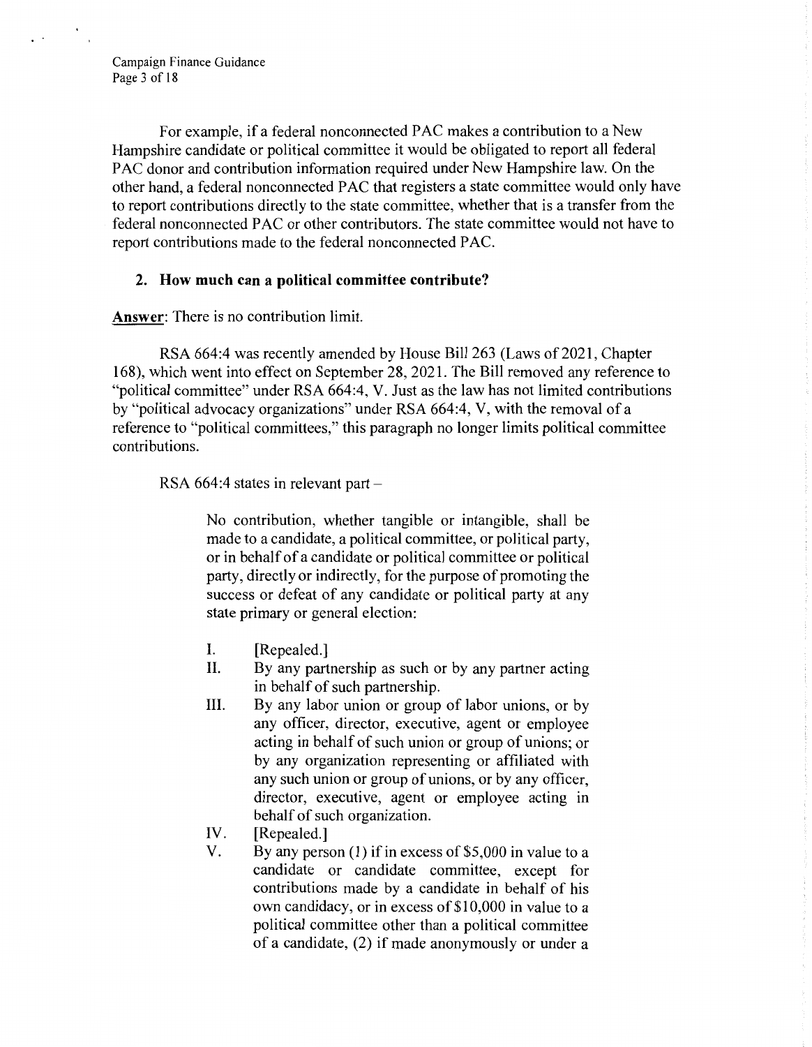For example, if a federal nonconnected PAC makes a contribution to a New Hampshire candidate or political committee it would be obligated to report all federal PAC donor and contribution information required under New Hampshire law. On the other hand, a federal nonconnected PAC that registers a state committee would only have to report contributions directly to the state committee, whether that is a transfer from the federal nonconnected PAC or other contributors. The state committee would not have to report contributions made to the federal nonconnected PAC.

## 2. How much can a political committee contribute?

**Answer**: There is no contribution limit.

RSA 664:4 was recently amended by House Bill 263 (Laws of 2021, Chapter 168), which went into effect on September 28, 2021. The Bill removed any reference to "political committee" under RSA 664:4, V. Just as the law has not limited contributions by "political advocacy organizations" under RSA 664:4, V, with the removal of a reference to "political committees," this paragraph no longer limits political committee contributions.

RSA 664:4 states in relevant part –

> No contribution, whether tangible or intangible, shall be made to a candidate, a political committee, or political party, or in behalf of a candidate or political committee or political party, directly or indirectly, for the purpose of promoting the success or defeat of any candidate or political party at any state primary or general election:
>
> I. [Repealed.]
>
> II. By any partnership as such or by any partner acting in behalf of such partnership.
>
> III. By any labor union or group of labor unions, or by any officer, director, executive, agent or employee acting in behalf of such union or group of unions; or by any organization representing or affiliated with any such union or group of unions, or by any officer, director, executive, agent or employee acting in behalf of such organization.
>
> IV. [Repealed.]
>
> V. By any person (1) if in excess of $5,000 in value to a candidate or candidate committee, except for contributions made by a candidate in behalf of his own candidacy, or in excess of $10,000 in value to a political committee other than a political committee of a candidate, (2) if made anonymously or under a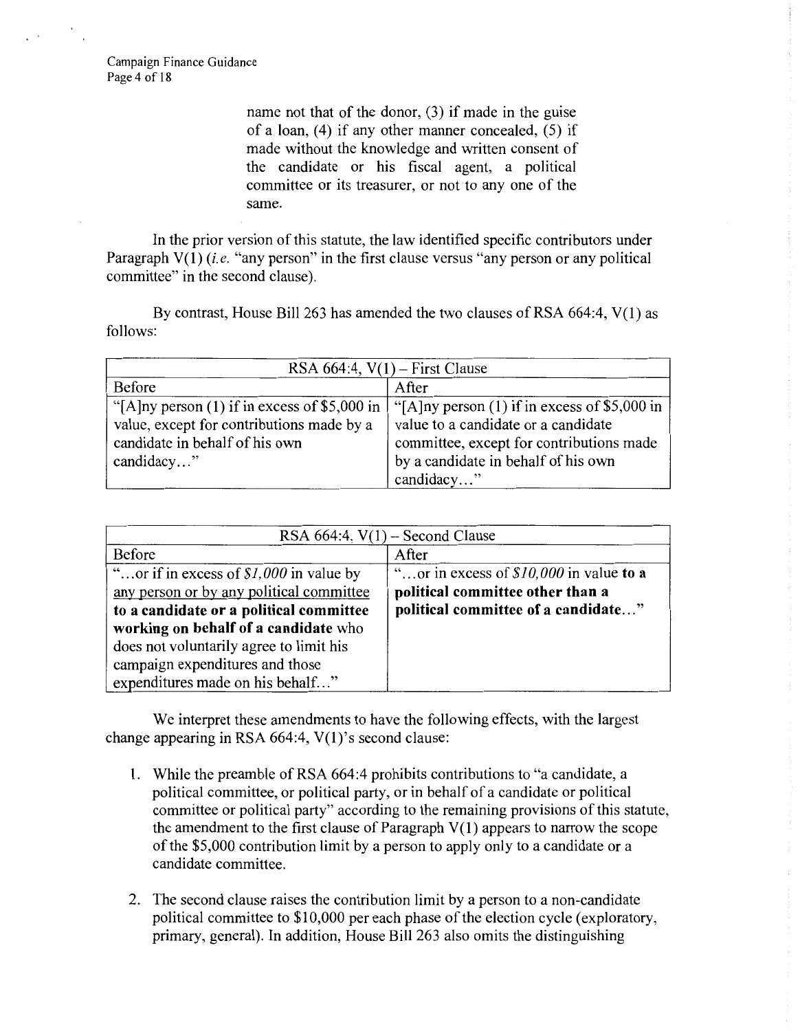> name not that of the donor, (3) if made in the guise of a loan, (4) if any other manner concealed, (5) if made without the knowledge and written consent of the candidate or his fiscal agent, a political committee or its treasurer, or not to any one of the same.

In the prior version of this statute, the law identified specific contributors under Paragraph V(1) (*i.e.* "any person" in the first clause versus "any person or any political committee" in the second clause).

By contrast, House Bill 263 has amended the two clauses of RSA 664:4, V(1) as follows:

| RSA 664:4, V(1) – First Clause | |
|---|---|
| Before | After |
| "[A]ny person (1) if in excess of $5,000 in value, except for contributions made by a candidate in behalf of his own candidacy…" | "[A]ny person (1) if in excess of $5,000 in value to a candidate or a candidate committee, except for contributions made by a candidate in behalf of his own candidacy…" |

| RSA 664:4, V(1) – Second Clause | |
|---|---|
| Before | After |
| "…or if in excess of *$1,000* in value by <u>any person or by any political committee</u> **to a candidate or a political committee working on behalf of a candidate** who does not voluntarily agree to limit his campaign expenditures and those expenditures made on his behalf…" | "…or in excess of *$10,000* in value **to a political committee other than a political committee of a candidate…**" |

We interpret these amendments to have the following effects, with the largest change appearing in RSA 664:4, V(1)'s second clause:

1. While the preamble of RSA 664:4 prohibits contributions to "a candidate, a political committee, or political party, or in behalf of a candidate or political committee or political party" according to the remaining provisions of this statute, the amendment to the first clause of Paragraph V(1) appears to narrow the scope of the $5,000 contribution limit by a person to apply only to a candidate or a candidate committee.

2. The second clause raises the contribution limit by a person to a non-candidate political committee to $10,000 per each phase of the election cycle (exploratory, primary, general). In addition, House Bill 263 also omits the distinguishing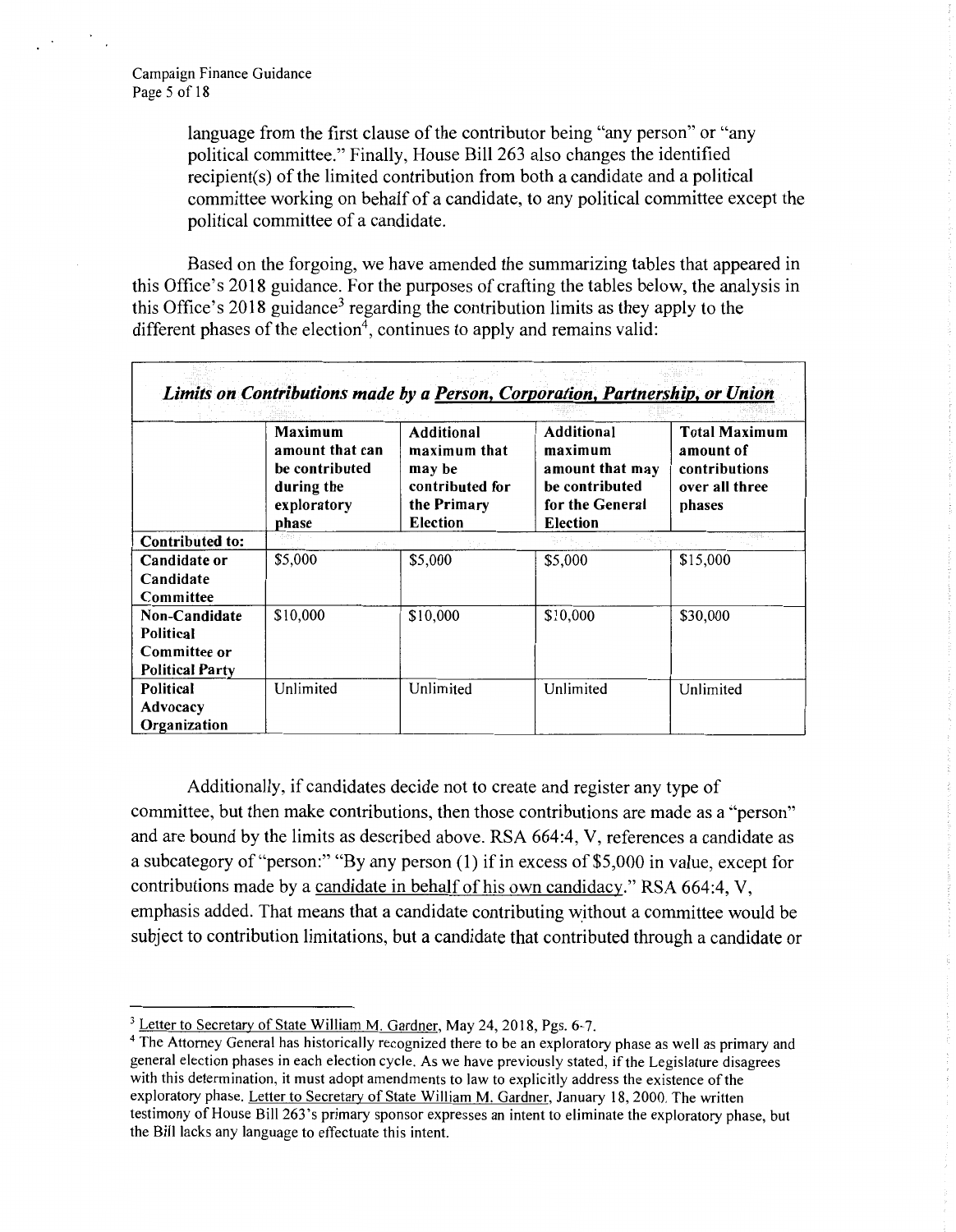language from the first clause of the contributor being "any person" or "any political committee." Finally, House Bill 263 also changes the identified recipient(s) of the limited contribution from both a candidate and a political committee working on behalf of a candidate, to any political committee except the political committee of a candidate.

Based on the forgoing, we have amended the summarizing tables that appeared in this Office's 2018 guidance. For the purposes of crafting the tables below, the analysis in this Office's 2018 guidance[3] regarding the contribution limits as they apply to the different phases of the election[4], continues to apply and remains valid:

***Limits on Contributions made by a <u>Person, Corporation, Partnership, or Union</u>***

| | **Maximum amount that can be contributed during the exploratory phase** | **Additional maximum that may be contributed for the Primary Election** | **Additional maximum amount that may be contributed for the General Election** | **Total Maximum amount of contributions over all three phases** |
|---|---|---|---|---|
| **Contributed to:** | | | | |
| **Candidate or Candidate Committee** | $5,000 | $5,000 | $5,000 | $15,000 |
| **Non-Candidate Political Committee or Political Party** | $10,000 | $10,000 | $10,000 | $30,000 |
| **Political Advocacy Organization** | Unlimited | Unlimited | Unlimited | Unlimited |

Additionally, if candidates decide not to create and register any type of committee, but then make contributions, then those contributions are made as a "person" and are bound by the limits as described above. RSA 664:4, V, references a candidate as a subcategory of "person:" "By any person (1) if in excess of $5,000 in value, except for contributions made by a <u>candidate in behalf of his own candidacy</u>." RSA 664:4, V, emphasis added. That means that a candidate contributing without a committee would be subject to contribution limitations, but a candidate that contributed through a candidate or

---

[3] <u>Letter to Secretary of State William M. Gardner</u>, May 24, 2018, Pgs. 6-7.

[4] The Attorney General has historically recognized there to be an exploratory phase as well as primary and general election phases in each election cycle. As we have previously stated, if the Legislature disagrees with this determination, it must adopt amendments to law to explicitly address the existence of the exploratory phase. <u>Letter to Secretary of State William M. Gardner</u>, January 18, 2000. The written testimony of House Bill 263's primary sponsor expresses an intent to eliminate the exploratory phase, but the Bill lacks any language to effectuate this intent.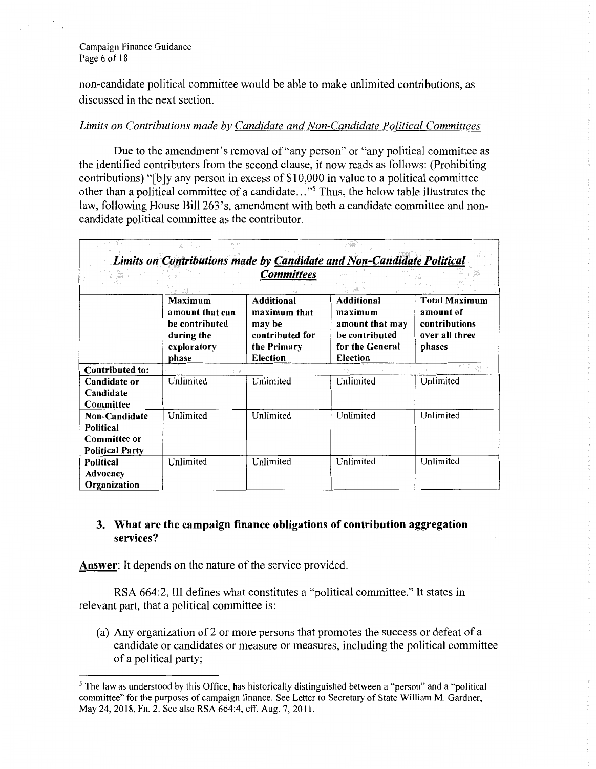non-candidate political committee would be able to make unlimited contributions, as discussed in the next section.

*Limits on Contributions made by Candidate and Non-Candidate Political Committees*

Due to the amendment's removal of "any person" or "any political committee as the identified contributors from the second clause, it now reads as follows: (Prohibiting contributions) "[b]y any person in excess of $10,000 in value to a political committee other than a political committee of a candidate…"[5] Thus, the below table illustrates the law, following House Bill 263's, amendment with both a candidate committee and non-candidate political committee as the contributor.

***Limits on Contributions made by Candidate and Non-Candidate Political Committees***

| | **Maximum amount that can be contributed during the exploratory phase** | **Additional maximum that may be contributed for the Primary Election** | **Additional maximum amount that may be contributed for the General Election** | **Total Maximum amount of contributions over all three phases** |
|---|---|---|---|---|
| **Contributed to:** | | | | |
| **Candidate or Candidate Committee** | Unlimited | Unlimited | Unlimited | Unlimited |
| **Non-Candidate Political Committee or Political Party** | Unlimited | Unlimited | Unlimited | Unlimited |
| **Political Advocacy Organization** | Unlimited | Unlimited | Unlimited | Unlimited |

### 3. What are the campaign finance obligations of contribution aggregation services?

**Answer**: It depends on the nature of the service provided.

RSA 664:2, III defines what constitutes a "political committee." It states in relevant part, that a political committee is:

(a) Any organization of 2 or more persons that promotes the success or defeat of a candidate or candidates or measure or measures, including the political committee of a political party;

---

[5] The law as understood by this Office, has historically distinguished between a "person" and a "political committee" for the purposes of campaign finance. See Letter to Secretary of State William M. Gardner, May 24, 2018, Fn. 2. See also RSA 664:4, eff. Aug. 7, 2011.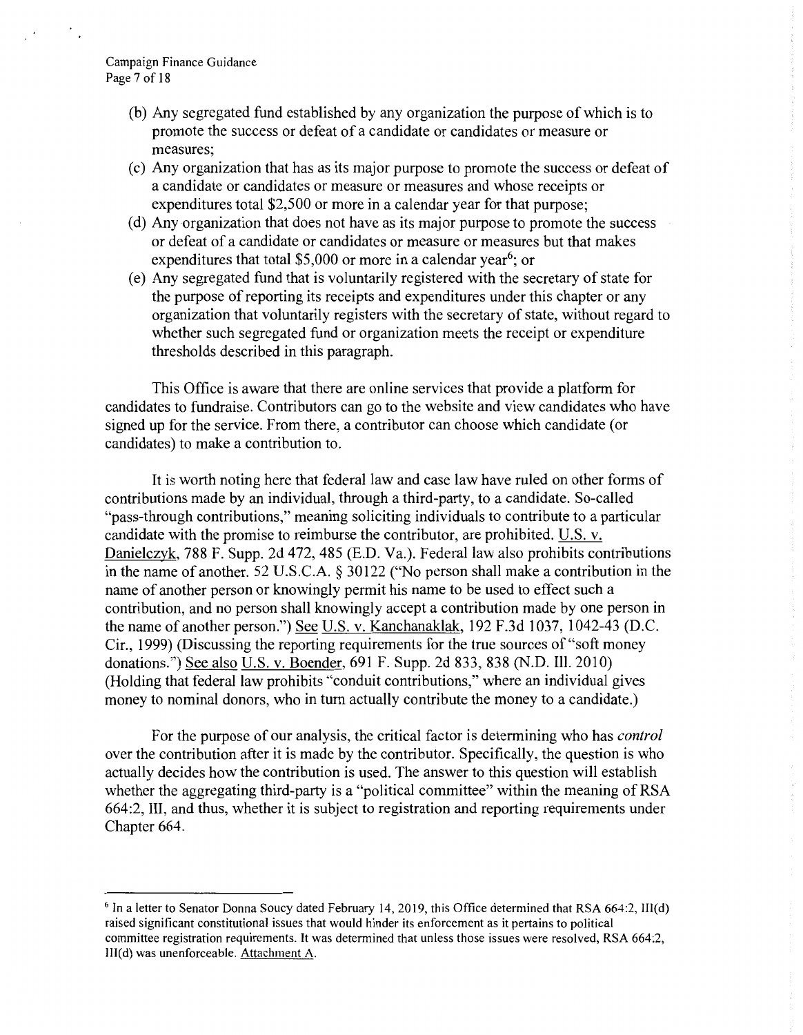(b) Any segregated fund established by any organization the purpose of which is to promote the success or defeat of a candidate or candidates or measure or measures;

(c) Any organization that has as its major purpose to promote the success or defeat of a candidate or candidates or measure or measures and whose receipts or expenditures total $2,500 or more in a calendar year for that purpose;

(d) Any organization that does not have as its major purpose to promote the success or defeat of a candidate or candidates or measure or measures but that makes expenditures that total $5,000 or more in a calendar year[6]; or

(e) Any segregated fund that is voluntarily registered with the secretary of state for the purpose of reporting its receipts and expenditures under this chapter or any organization that voluntarily registers with the secretary of state, without regard to whether such segregated fund or organization meets the receipt or expenditure thresholds described in this paragraph.

This Office is aware that there are online services that provide a platform for candidates to fundraise. Contributors can go to the website and view candidates who have signed up for the service. From there, a contributor can choose which candidate (or candidates) to make a contribution to.

It is worth noting here that federal law and case law have ruled on other forms of contributions made by an individual, through a third-party, to a candidate. So-called "pass-through contributions," meaning soliciting individuals to contribute to a particular candidate with the promise to reimburse the contributor, are prohibited. U.S. v. Danielczyk, 788 F. Supp. 2d 472, 485 (E.D. Va.). Federal law also prohibits contributions in the name of another. 52 U.S.C.A. § 30122 ("No person shall make a contribution in the name of another person or knowingly permit his name to be used to effect such a contribution, and no person shall knowingly accept a contribution made by one person in the name of another person.") See U.S. v. Kanchanaklak, 192 F.3d 1037, 1042-43 (D.C. Cir., 1999) (Discussing the reporting requirements for the true sources of "soft money donations.") See also U.S. v. Boender, 691 F. Supp. 2d 833, 838 (N.D. Ill. 2010) (Holding that federal law prohibits "conduit contributions," where an individual gives money to nominal donors, who in turn actually contribute the money to a candidate.)

For the purpose of our analysis, the critical factor is determining who has *control* over the contribution after it is made by the contributor. Specifically, the question is who actually decides how the contribution is used. The answer to this question will establish whether the aggregating third-party is a "political committee" within the meaning of RSA 664:2, III, and thus, whether it is subject to registration and reporting requirements under Chapter 664.

---

[6] In a letter to Senator Donna Soucy dated February 14, 2019, this Office determined that RSA 664:2, III(d) raised significant constitutional issues that would hinder its enforcement as it pertains to political committee registration requirements. It was determined that unless those issues were resolved, RSA 664:2, III(d) was unenforceable. Attachment A.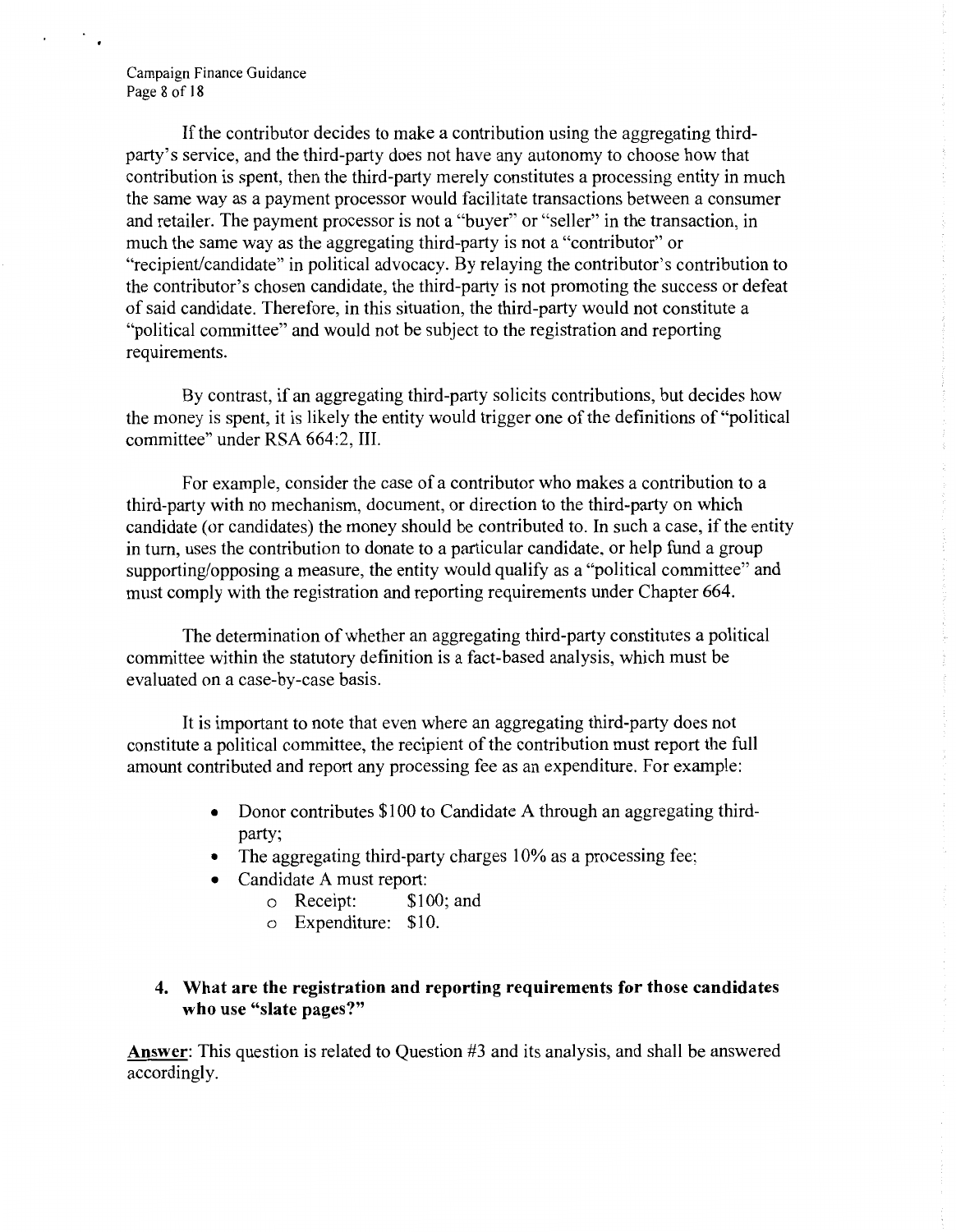If the contributor decides to make a contribution using the aggregating third-party's service, and the third-party does not have any autonomy to choose how that contribution is spent, then the third-party merely constitutes a processing entity in much the same way as a payment processor would facilitate transactions between a consumer and retailer. The payment processor is not a "buyer" or "seller" in the transaction, in much the same way as the aggregating third-party is not a "contributor" or "recipient/candidate" in political advocacy. By relaying the contributor's contribution to the contributor's chosen candidate, the third-party is not promoting the success or defeat of said candidate. Therefore, in this situation, the third-party would not constitute a "political committee" and would not be subject to the registration and reporting requirements.

By contrast, if an aggregating third-party solicits contributions, but decides how the money is spent, it is likely the entity would trigger one of the definitions of "political committee" under RSA 664:2, III.

For example, consider the case of a contributor who makes a contribution to a third-party with no mechanism, document, or direction to the third-party on which candidate (or candidates) the money should be contributed to. In such a case, if the entity in turn, uses the contribution to donate to a particular candidate, or help fund a group supporting/opposing a measure, the entity would qualify as a "political committee" and must comply with the registration and reporting requirements under Chapter 664.

The determination of whether an aggregating third-party constitutes a political committee within the statutory definition is a fact-based analysis, which must be evaluated on a case-by-case basis.

It is important to note that even where an aggregating third-party does not constitute a political committee, the recipient of the contribution must report the full amount contributed and report any processing fee as an expenditure. For example:

- Donor contributes $100 to Candidate A through an aggregating third-party;
- The aggregating third-party charges 10% as a processing fee;
- Candidate A must report:
  - Receipt: $100; and
  - Expenditure: $10.

**4. What are the registration and reporting requirements for those candidates who use "slate pages?"**

**Answer**: This question is related to Question #3 and its analysis, and shall be answered accordingly.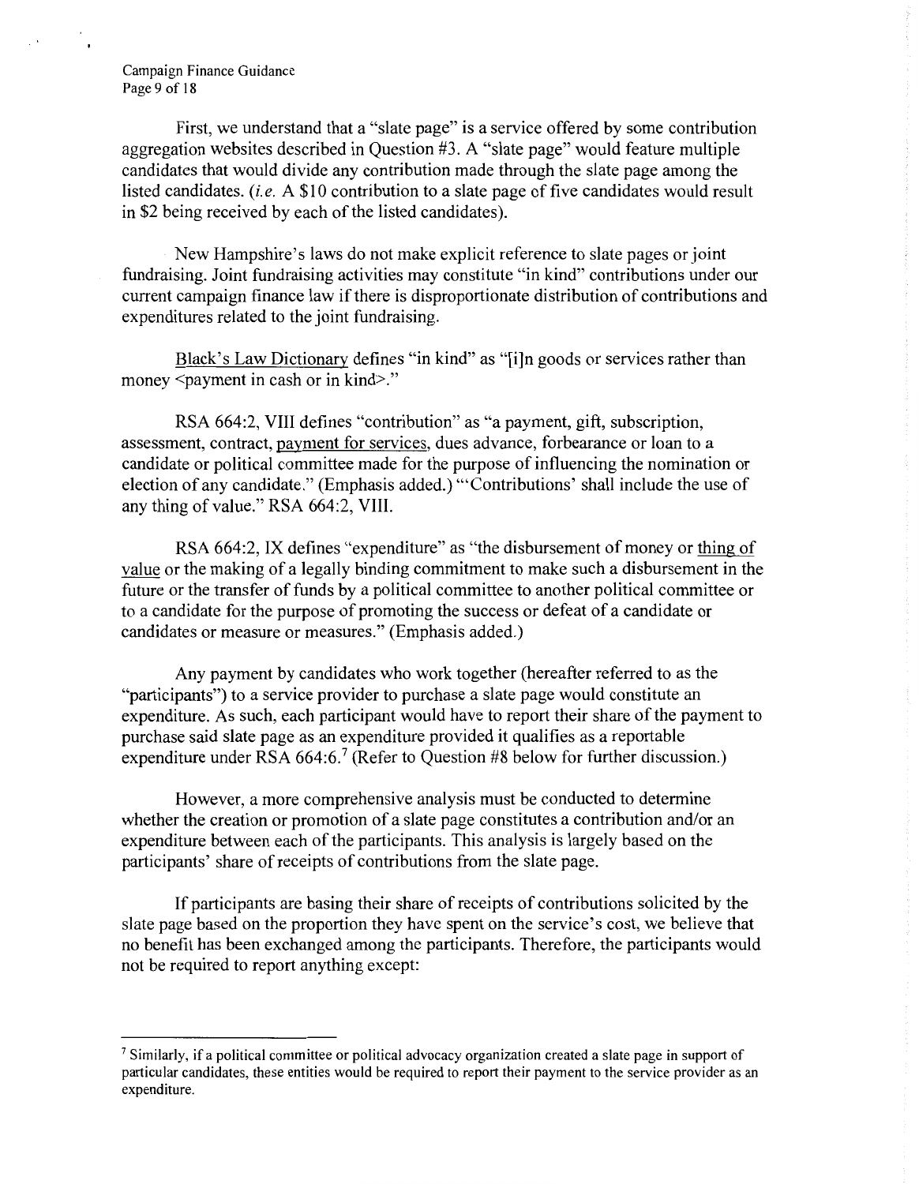First, we understand that a "slate page" is a service offered by some contribution aggregation websites described in Question #3. A "slate page" would feature multiple candidates that would divide any contribution made through the slate page among the listed candidates. (*i.e.* A $10 contribution to a slate page of five candidates would result in $2 being received by each of the listed candidates).

New Hampshire's laws do not make explicit reference to slate pages or joint fundraising. Joint fundraising activities may constitute "in kind" contributions under our current campaign finance law if there is disproportionate distribution of contributions and expenditures related to the joint fundraising.

Black's Law Dictionary defines "in kind" as "[i]n goods or services rather than money <payment in cash or in kind>."

RSA 664:2, VIII defines "contribution" as "a payment, gift, subscription, assessment, contract, payment for services, dues advance, forbearance or loan to a candidate or political committee made for the purpose of influencing the nomination or election of any candidate." (Emphasis added.) "'Contributions' shall include the use of any thing of value." RSA 664:2, VIII.

RSA 664:2, IX defines "expenditure" as "the disbursement of money or thing of value or the making of a legally binding commitment to make such a disbursement in the future or the transfer of funds by a political committee to another political committee or to a candidate for the purpose of promoting the success or defeat of a candidate or candidates or measure or measures." (Emphasis added.)

Any payment by candidates who work together (hereafter referred to as the "participants") to a service provider to purchase a slate page would constitute an expenditure. As such, each participant would have to report their share of the payment to purchase said slate page as an expenditure provided it qualifies as a reportable expenditure under RSA 664:6.[7] (Refer to Question #8 below for further discussion.)

However, a more comprehensive analysis must be conducted to determine whether the creation or promotion of a slate page constitutes a contribution and/or an expenditure between each of the participants. This analysis is largely based on the participants' share of receipts of contributions from the slate page.

If participants are basing their share of receipts of contributions solicited by the slate page based on the proportion they have spent on the service's cost, we believe that no benefit has been exchanged among the participants. Therefore, the participants would not be required to report anything except:

---

[7] Similarly, if a political committee or political advocacy organization created a slate page in support of particular candidates, these entities would be required to report their payment to the service provider as an expenditure.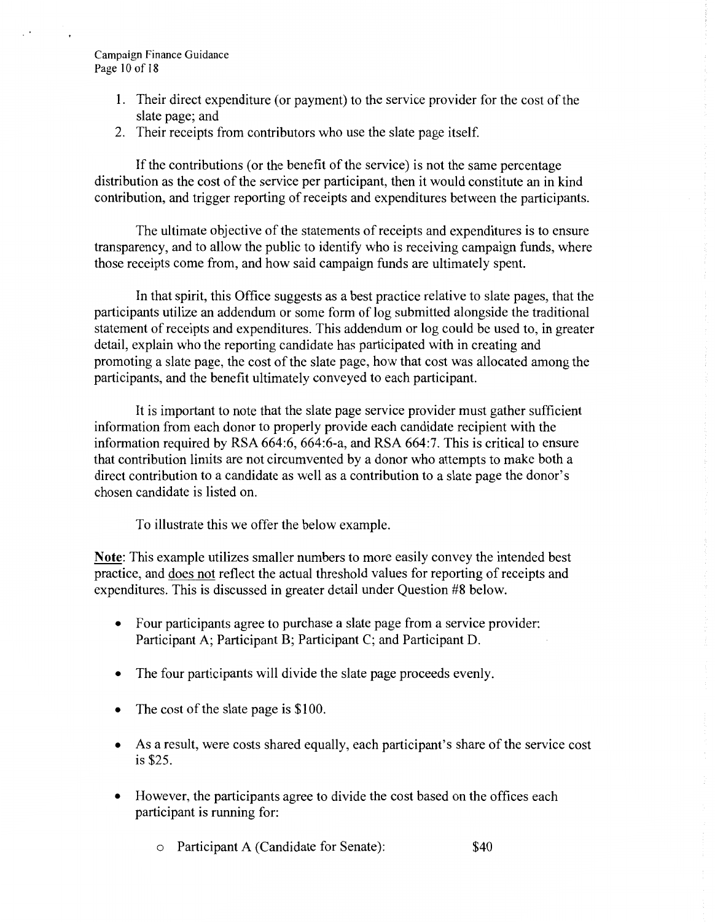1. Their direct expenditure (or payment) to the service provider for the cost of the slate page; and
2. Their receipts from contributors who use the slate page itself.

If the contributions (or the benefit of the service) is not the same percentage distribution as the cost of the service per participant, then it would constitute an in kind contribution, and trigger reporting of receipts and expenditures between the participants.

The ultimate objective of the statements of receipts and expenditures is to ensure transparency, and to allow the public to identify who is receiving campaign funds, where those receipts come from, and how said campaign funds are ultimately spent.

In that spirit, this Office suggests as a best practice relative to slate pages, that the participants utilize an addendum or some form of log submitted alongside the traditional statement of receipts and expenditures. This addendum or log could be used to, in greater detail, explain who the reporting candidate has participated with in creating and promoting a slate page, the cost of the slate page, how that cost was allocated among the participants, and the benefit ultimately conveyed to each participant.

It is important to note that the slate page service provider must gather sufficient information from each donor to properly provide each candidate recipient with the information required by RSA 664:6, 664:6-a, and RSA 664:7. This is critical to ensure that contribution limits are not circumvented by a donor who attempts to make both a direct contribution to a candidate as well as a contribution to a slate page the donor's chosen candidate is listed on.

To illustrate this we offer the below example.

**Note**: This example utilizes smaller numbers to more easily convey the intended best practice, and does not reflect the actual threshold values for reporting of receipts and expenditures. This is discussed in greater detail under Question #8 below.

- Four participants agree to purchase a slate page from a service provider: Participant A; Participant B; Participant C; and Participant D.
- The four participants will divide the slate page proceeds evenly.
- The cost of the slate page is $100.
- As a result, were costs shared equally, each participant's share of the service cost is $25.
- However, the participants agree to divide the cost based on the offices each participant is running for:
  - Participant A (Candidate for Senate): $40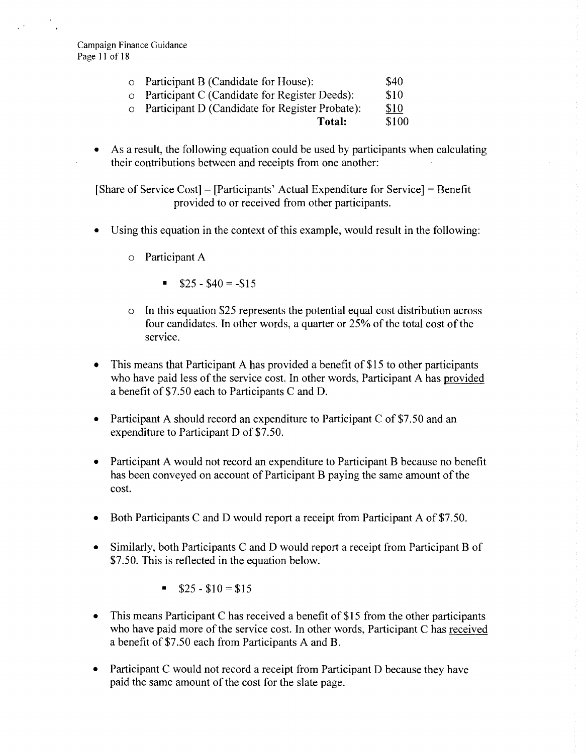- Participant B (Candidate for House): $40
- Participant C (Candidate for Register Deeds): $10
- Participant D (Candidate for Register Probate): $10

**Total:** $100

- As a result, the following equation could be used by participants when calculating their contributions between and receipts from one another:

[Share of Service Cost] – [Participants' Actual Expenditure for Service] = Benefit provided to or received from other participants.

- Using this equation in the context of this example, would result in the following:
  - Participant A
    - $25 - $40 = -$15
  - In this equation $25 represents the potential equal cost distribution across four candidates. In other words, a quarter or 25% of the total cost of the service.
- This means that Participant A has provided a benefit of $15 to other participants who have paid less of the service cost. In other words, Participant A has provided a benefit of $7.50 each to Participants C and D.
- Participant A should record an expenditure to Participant C of $7.50 and an expenditure to Participant D of $7.50.
- Participant A would not record an expenditure to Participant B because no benefit has been conveyed on account of Participant B paying the same amount of the cost.
- Both Participants C and D would report a receipt from Participant A of $7.50.
- Similarly, both Participants C and D would report a receipt from Participant B of $7.50. This is reflected in the equation below.
  - $25 - $10 = $15
- This means Participant C has received a benefit of $15 from the other participants who have paid more of the service cost. In other words, Participant C has received a benefit of $7.50 each from Participants A and B.
- Participant C would not record a receipt from Participant D because they have paid the same amount of the cost for the slate page.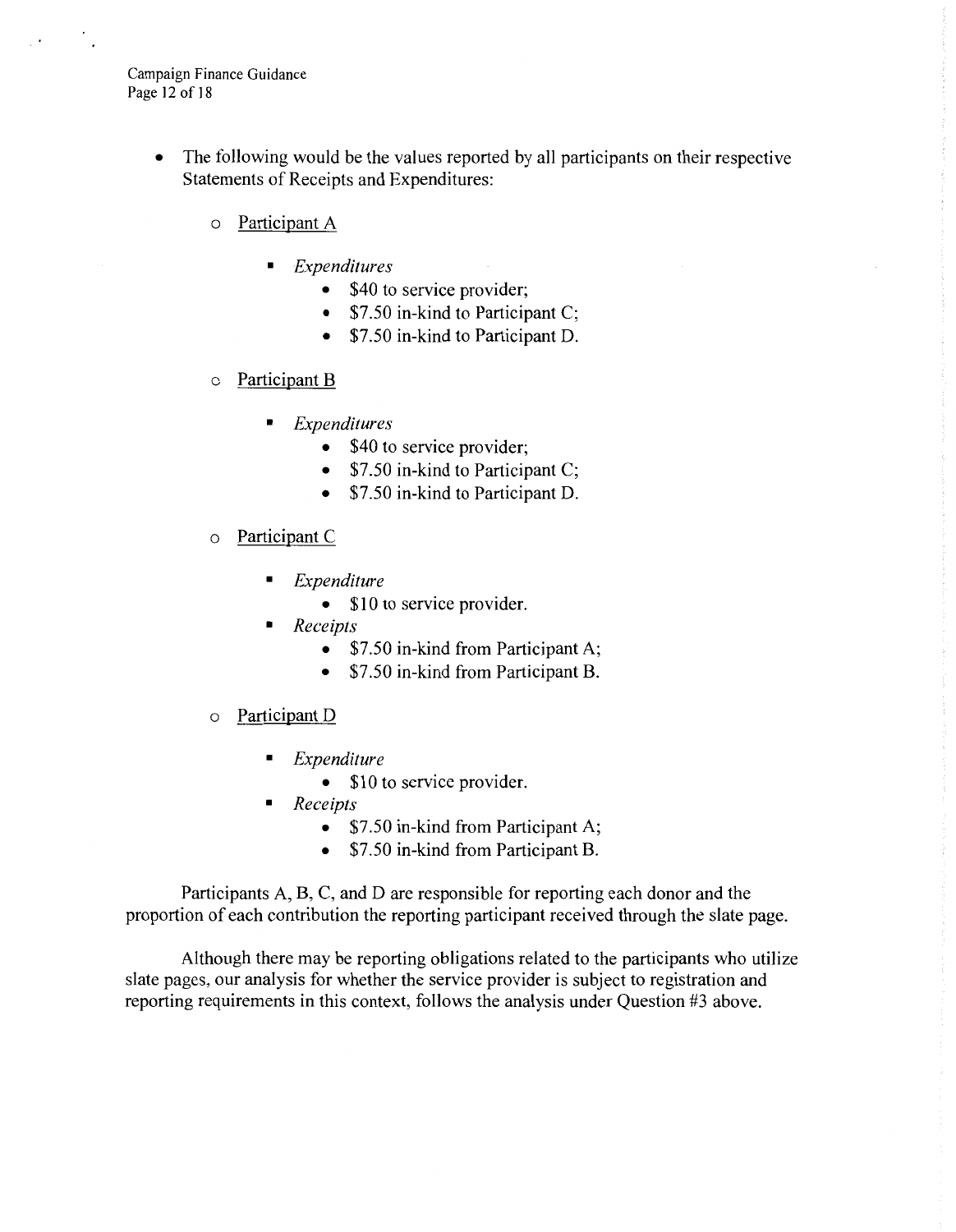- The following would be the values reported by all participants on their respective Statements of Receipts and Expenditures:
  - Participant A
    - *Expenditures*
      - $40 to service provider;
      - $7.50 in-kind to Participant C;
      - $7.50 in-kind to Participant D.
  - Participant B
    - *Expenditures*
      - $40 to service provider;
      - $7.50 in-kind to Participant C;
      - $7.50 in-kind to Participant D.
  - Participant C
    - *Expenditure*
      - $10 to service provider.
    - *Receipts*
      - $7.50 in-kind from Participant A;
      - $7.50 in-kind from Participant B.
  - Participant D
    - *Expenditure*
      - $10 to service provider.
    - *Receipts*
      - $7.50 in-kind from Participant A;
      - $7.50 in-kind from Participant B.

Participants A, B, C, and D are responsible for reporting each donor and the proportion of each contribution the reporting participant received through the slate page.

Although there may be reporting obligations related to the participants who utilize slate pages, our analysis for whether the service provider is subject to registration and reporting requirements in this context, follows the analysis under Question #3 above.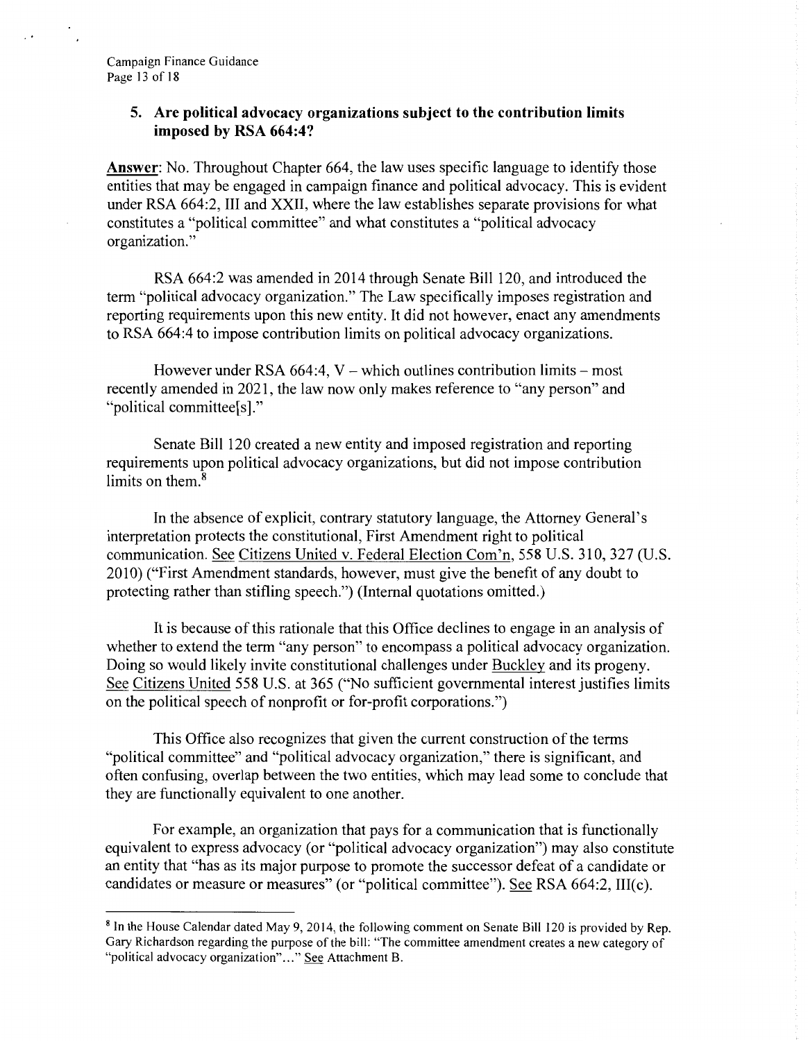### 5. Are political advocacy organizations subject to the contribution limits imposed by RSA 664:4?

**Answer**: No. Throughout Chapter 664, the law uses specific language to identify those entities that may be engaged in campaign finance and political advocacy. This is evident under RSA 664:2, III and XXII, where the law establishes separate provisions for what constitutes a "political committee" and what constitutes a "political advocacy organization."

RSA 664:2 was amended in 2014 through Senate Bill 120, and introduced the term "political advocacy organization." The Law specifically imposes registration and reporting requirements upon this new entity. It did not however, enact any amendments to RSA 664:4 to impose contribution limits on political advocacy organizations.

However under RSA 664:4, V – which outlines contribution limits – most recently amended in 2021, the law now only makes reference to "any person" and "political committee[s]."

Senate Bill 120 created a new entity and imposed registration and reporting requirements upon political advocacy organizations, but did not impose contribution limits on them.[8]

In the absence of explicit, contrary statutory language, the Attorney General's interpretation protects the constitutional, First Amendment right to political communication. See Citizens United v. Federal Election Com'n, 558 U.S. 310, 327 (U.S. 2010) ("First Amendment standards, however, must give the benefit of any doubt to protecting rather than stifling speech.") (Internal quotations omitted.)

It is because of this rationale that this Office declines to engage in an analysis of whether to extend the term "any person" to encompass a political advocacy organization. Doing so would likely invite constitutional challenges under Buckley and its progeny. See Citizens United 558 U.S. at 365 ("No sufficient governmental interest justifies limits on the political speech of nonprofit or for-profit corporations.")

This Office also recognizes that given the current construction of the terms "political committee" and "political advocacy organization," there is significant, and often confusing, overlap between the two entities, which may lead some to conclude that they are functionally equivalent to one another.

For example, an organization that pays for a communication that is functionally equivalent to express advocacy (or "political advocacy organization") may also constitute an entity that "has as its major purpose to promote the successor defeat of a candidate or candidates or measure or measures" (or "political committee"). See RSA 664:2, III(c).

---

[8] In the House Calendar dated May 9, 2014, the following comment on Senate Bill 120 is provided by Rep. Gary Richardson regarding the purpose of the bill: "The committee amendment creates a new category of "political advocacy organization"…" See Attachment B.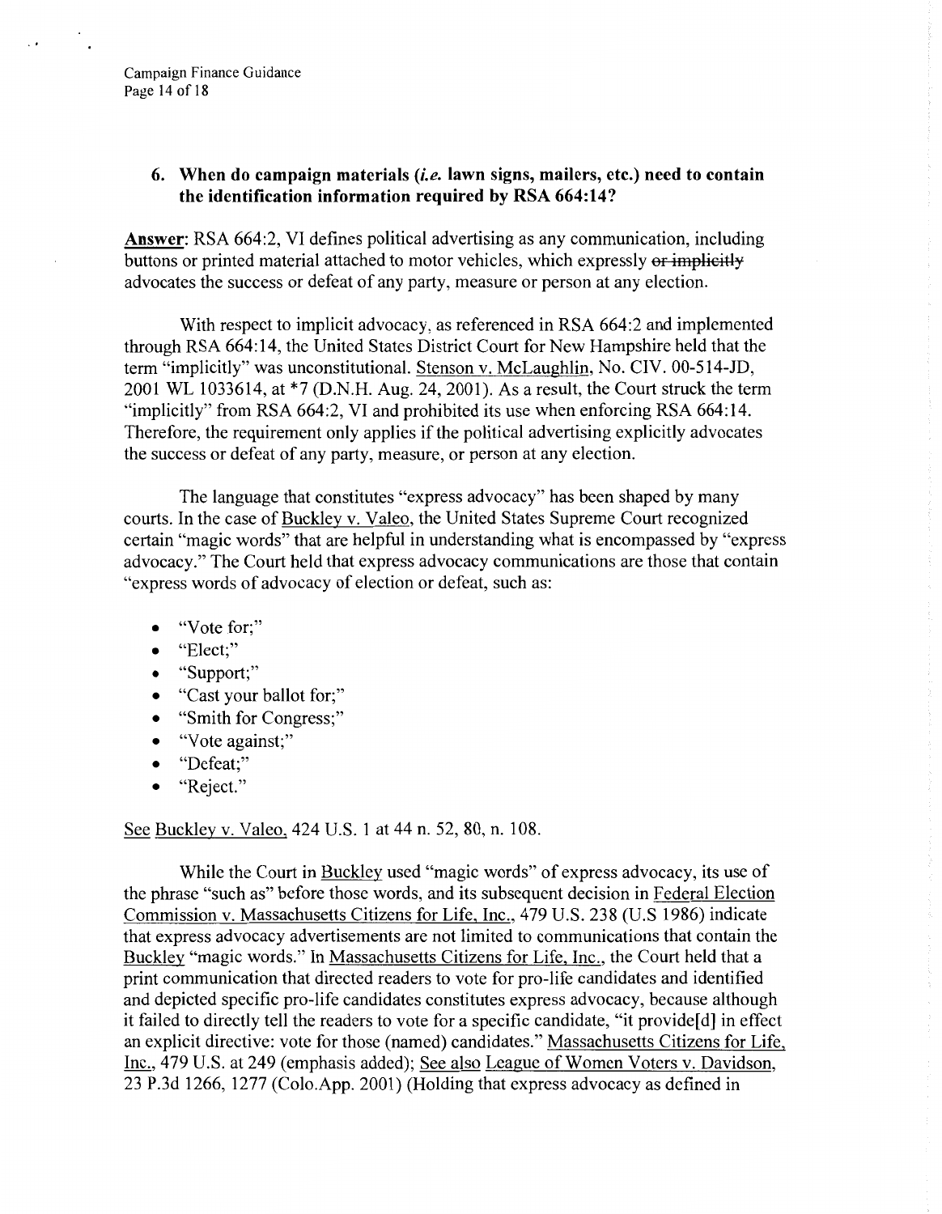### 6. When do campaign materials (*i.e.* lawn signs, mailers, etc.) need to contain the identification information required by RSA 664:14?

**Answer**: RSA 664:2, VI defines political advertising as any communication, including buttons or printed material attached to motor vehicles, which expressly ~~or implicitly~~ advocates the success or defeat of any party, measure or person at any election.

With respect to implicit advocacy, as referenced in RSA 664:2 and implemented through RSA 664:14, the United States District Court for New Hampshire held that the term "implicitly" was unconstitutional. Stenson v. McLaughlin, No. CIV. 00-514-JD, 2001 WL 1033614, at *7 (D.N.H. Aug. 24, 2001). As a result, the Court struck the term "implicitly" from RSA 664:2, VI and prohibited its use when enforcing RSA 664:14. Therefore, the requirement only applies if the political advertising explicitly advocates the success or defeat of any party, measure, or person at any election.

The language that constitutes "express advocacy" has been shaped by many courts. In the case of Buckley v. Valeo, the United States Supreme Court recognized certain "magic words" that are helpful in understanding what is encompassed by "express advocacy." The Court held that express advocacy communications are those that contain "express words of advocacy of election or defeat, such as:

- "Vote for;"
- "Elect;"
- "Support;"
- "Cast your ballot for;"
- "Smith for Congress;"
- "Vote against;"
- "Defeat;"
- "Reject."

See Buckley v. Valeo, 424 U.S. 1 at 44 n. 52, 80, n. 108.

While the Court in Buckley used "magic words" of express advocacy, its use of the phrase "such as" before those words, and its subsequent decision in Federal Election Commission v. Massachusetts Citizens for Life, Inc., 479 U.S. 238 (U.S 1986) indicate that express advocacy advertisements are not limited to communications that contain the Buckley "magic words." In Massachusetts Citizens for Life, Inc., the Court held that a print communication that directed readers to vote for pro-life candidates and identified and depicted specific pro-life candidates constitutes express advocacy, because although it failed to directly tell the readers to vote for a specific candidate, "it provide[d] in effect an explicit directive: vote for those (named) candidates." Massachusetts Citizens for Life, Inc., 479 U.S. at 249 (emphasis added); See also League of Women Voters v. Davidson, 23 P.3d 1266, 1277 (Colo.App. 2001) (Holding that express advocacy as defined in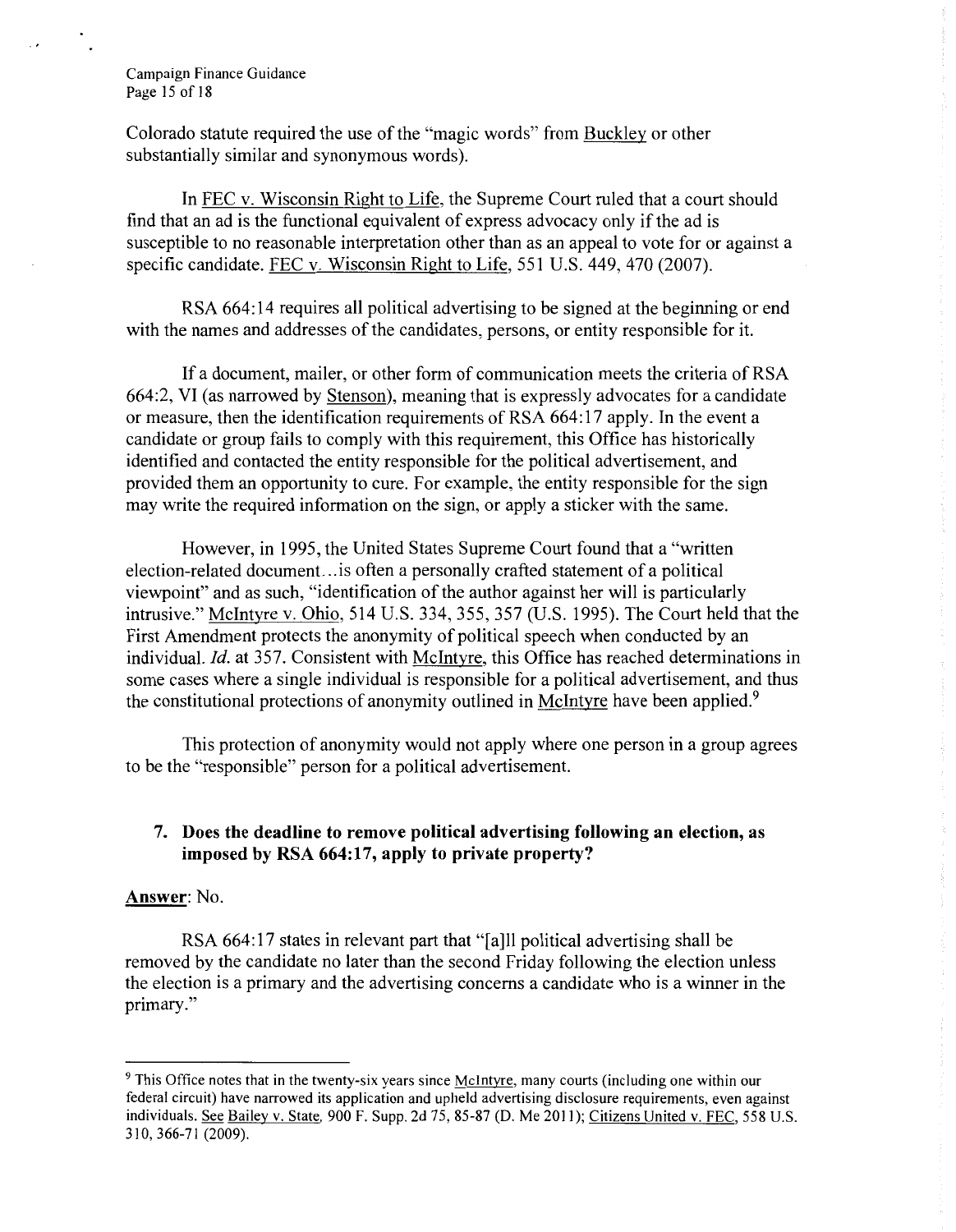Colorado statute required the use of the "magic words" from Buckley or other substantially similar and synonymous words).

In FEC v. Wisconsin Right to Life, the Supreme Court ruled that a court should find that an ad is the functional equivalent of express advocacy only if the ad is susceptible to no reasonable interpretation other than as an appeal to vote for or against a specific candidate. FEC v. Wisconsin Right to Life, 551 U.S. 449, 470 (2007).

RSA 664:14 requires all political advertising to be signed at the beginning or end with the names and addresses of the candidates, persons, or entity responsible for it.

If a document, mailer, or other form of communication meets the criteria of RSA 664:2, VI (as narrowed by Stenson), meaning that is expressly advocates for a candidate or measure, then the identification requirements of RSA 664:17 apply. In the event a candidate or group fails to comply with this requirement, this Office has historically identified and contacted the entity responsible for the political advertisement, and provided them an opportunity to cure. For example, the entity responsible for the sign may write the required information on the sign, or apply a sticker with the same.

However, in 1995, the United States Supreme Court found that a "written election-related document…is often a personally crafted statement of a political viewpoint" and as such, "identification of the author against her will is particularly intrusive." McIntyre v. Ohio, 514 U.S. 334, 355, 357 (U.S. 1995). The Court held that the First Amendment protects the anonymity of political speech when conducted by an individual. *Id.* at 357. Consistent with McIntyre, this Office has reached determinations in some cases where a single individual is responsible for a political advertisement, and thus the constitutional protections of anonymity outlined in McIntyre have been applied.[9]

This protection of anonymity would not apply where one person in a group agrees to be the "responsible" person for a political advertisement.

## 7. Does the deadline to remove political advertising following an election, as imposed by RSA 664:17, apply to private property?

**Answer**: No.

RSA 664:17 states in relevant part that "[a]ll political advertising shall be removed by the candidate no later than the second Friday following the election unless the election is a primary and the advertising concerns a candidate who is a winner in the primary."

---

[9] This Office notes that in the twenty-six years since McIntyre, many courts (including one within our federal circuit) have narrowed its application and upheld advertising disclosure requirements, even against individuals. See Bailey v. State, 900 F. Supp. 2d 75, 85-87 (D. Me 2011); Citizens United v. FEC, 558 U.S. 310, 366-71 (2009).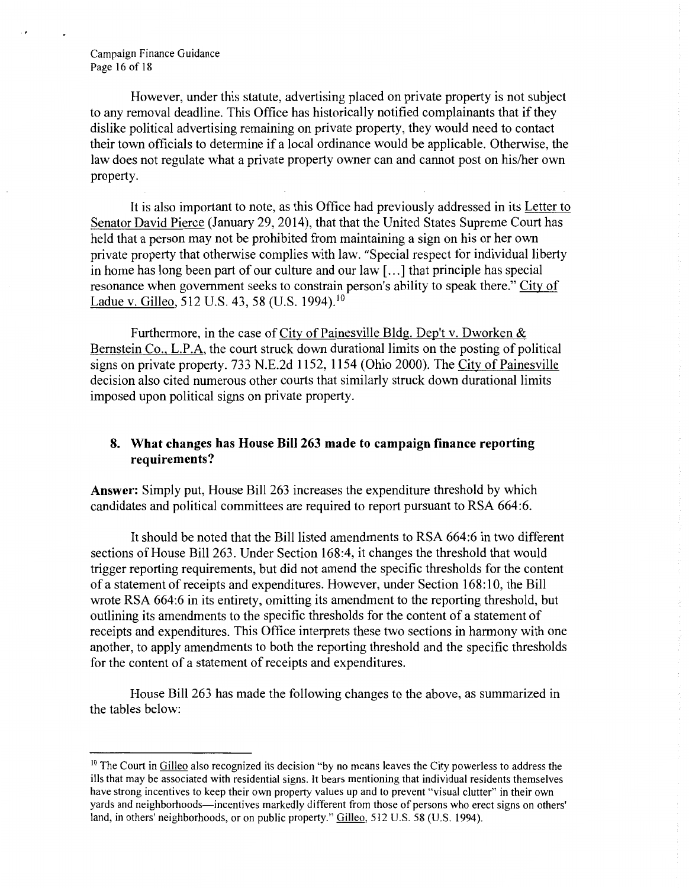However, under this statute, advertising placed on private property is not subject to any removal deadline. This Office has historically notified complainants that if they dislike political advertising remaining on private property, they would need to contact their town officials to determine if a local ordinance would be applicable. Otherwise, the law does not regulate what a private property owner can and cannot post on his/her own property.

It is also important to note, as this Office had previously addressed in its Letter to Senator David Pierce (January 29, 2014), that that the United States Supreme Court has held that a person may not be prohibited from maintaining a sign on his or her own private property that otherwise complies with law. "Special respect for individual liberty in home has long been part of our culture and our law [...] that principle has special resonance when government seeks to constrain person's ability to speak there." City of Ladue v. Gilleo, 512 U.S. 43, 58 (U.S. 1994).[10]

Furthermore, in the case of City of Painesville Bldg. Dep't v. Dworken & Bernstein Co., L.P.A, the court struck down durational limits on the posting of political signs on private property. 733 N.E.2d 1152, 1154 (Ohio 2000). The City of Painesville decision also cited numerous other courts that similarly struck down durational limits imposed upon political signs on private property.

## 8. What changes has House Bill 263 made to campaign finance reporting requirements?

**Answer:** Simply put, House Bill 263 increases the expenditure threshold by which candidates and political committees are required to report pursuant to RSA 664:6.

It should be noted that the Bill listed amendments to RSA 664:6 in two different sections of House Bill 263. Under Section 168:4, it changes the threshold that would trigger reporting requirements, but did not amend the specific thresholds for the content of a statement of receipts and expenditures. However, under Section 168:10, the Bill wrote RSA 664:6 in its entirety, omitting its amendment to the reporting threshold, but outlining its amendments to the specific thresholds for the content of a statement of receipts and expenditures. This Office interprets these two sections in harmony with one another, to apply amendments to both the reporting threshold and the specific thresholds for the content of a statement of receipts and expenditures.

House Bill 263 has made the following changes to the above, as summarized in the tables below:

---

[10] The Court in Gilleo also recognized its decision "by no means leaves the City powerless to address the ills that may be associated with residential signs. It bears mentioning that individual residents themselves have strong incentives to keep their own property values up and to prevent "visual clutter" in their own yards and neighborhoods—incentives markedly different from those of persons who erect signs on others' land, in others' neighborhoods, or on public property." Gilleo, 512 U.S. 58 (U.S. 1994).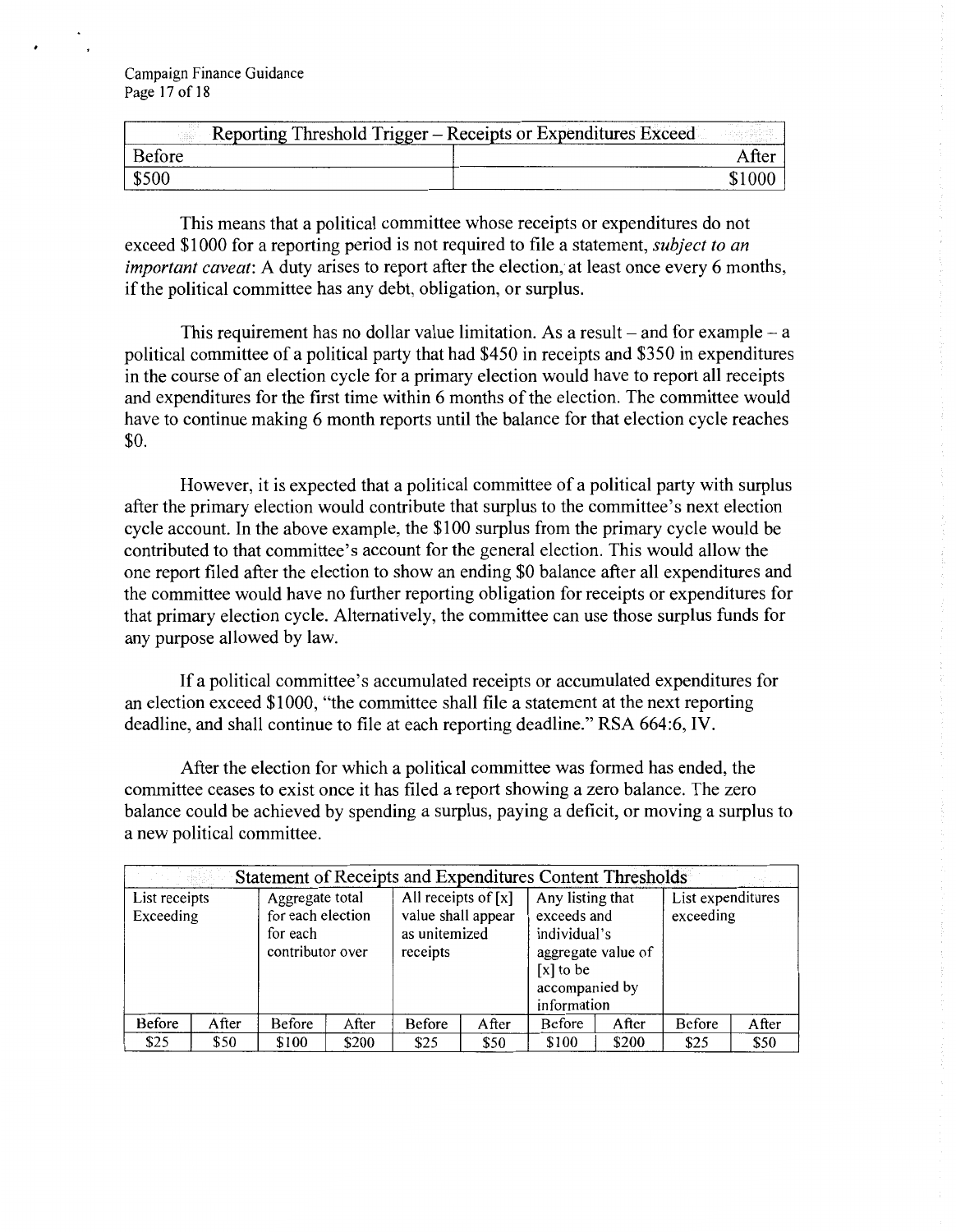| Reporting Threshold Trigger – Receipts or Expenditures Exceed | |
|---|---|
| Before | After |
| $500 | $1000 |

This means that a political committee whose receipts or expenditures do not exceed $1000 for a reporting period is not required to file a statement, *subject to an important caveat*: A duty arises to report after the election, at least once every 6 months, if the political committee has any debt, obligation, or surplus.

This requirement has no dollar value limitation. As a result – and for example – a political committee of a political party that had $450 in receipts and $350 in expenditures in the course of an election cycle for a primary election would have to report all receipts and expenditures for the first time within 6 months of the election. The committee would have to continue making 6 month reports until the balance for that election cycle reaches $0.

However, it is expected that a political committee of a political party with surplus after the primary election would contribute that surplus to the committee's next election cycle account. In the above example, the $100 surplus from the primary cycle would be contributed to that committee's account for the general election. This would allow the one report filed after the election to show an ending $0 balance after all expenditures and the committee would have no further reporting obligation for receipts or expenditures for that primary election cycle. Alternatively, the committee can use those surplus funds for any purpose allowed by law.

If a political committee's accumulated receipts or accumulated expenditures for an election exceed $1000, "the committee shall file a statement at the next reporting deadline, and shall continue to file at each reporting deadline." RSA 664:6, IV.

After the election for which a political committee was formed has ended, the committee ceases to exist once it has filed a report showing a zero balance. The zero balance could be achieved by spending a surplus, paying a deficit, or moving a surplus to a new political committee.

| Statement of Receipts and Expenditures Content Thresholds | | | | | | | | | |
|---|---|---|---|---|---|---|---|---|---|
| List receipts Exceeding | | Aggregate total for each election for each contributor over | | All receipts of [x] value shall appear as unitemized receipts | | Any listing that exceeds and individual's aggregate value of [x] to be accompanied by information | | List expenditures exceeding | |
| Before | After | Before | After | Before | After | Before | After | Before | After |
| $25 | $50 | $100 | $200 | $25 | $50 | $100 | $200 | $25 | $50 |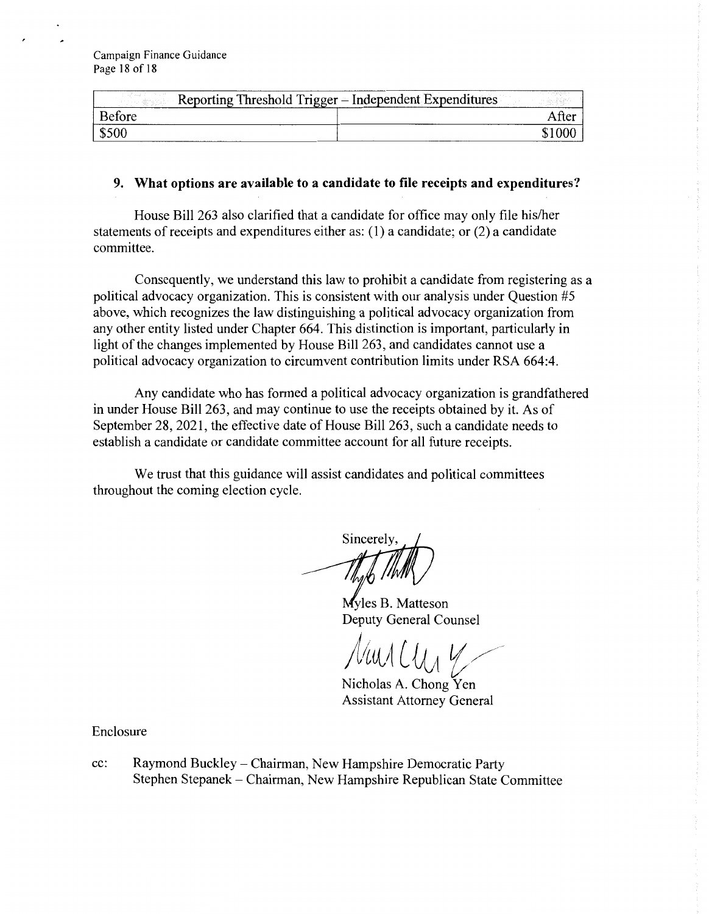| Reporting Threshold Trigger – Independent Expenditures | |
| --- | --- |
| Before | After |
| $500 | $1000 |

### 9. What options are available to a candidate to file receipts and expenditures?

House Bill 263 also clarified that a candidate for office may only file his/her statements of receipts and expenditures either as: (1) a candidate; or (2) a candidate committee.

Consequently, we understand this law to prohibit a candidate from registering as a political advocacy organization. This is consistent with our analysis under Question #5 above, which recognizes the law distinguishing a political advocacy organization from any other entity listed under Chapter 664. This distinction is important, particularly in light of the changes implemented by House Bill 263, and candidates cannot use a political advocacy organization to circumvent contribution limits under RSA 664:4.

Any candidate who has formed a political advocacy organization is grandfathered in under House Bill 263, and may continue to use the receipts obtained by it. As of September 28, 2021, the effective date of House Bill 263, such a candidate needs to establish a candidate or candidate committee account for all future receipts.

We trust that this guidance will assist candidates and political committees throughout the coming election cycle.

Sincerely,

Myles B. Matteson
Deputy General Counsel

Nicholas A. Chong Yen
Assistant Attorney General

Enclosure

cc: Raymond Buckley – Chairman, New Hampshire Democratic Party
Stephen Stepanek – Chairman, New Hampshire Republican State Committee